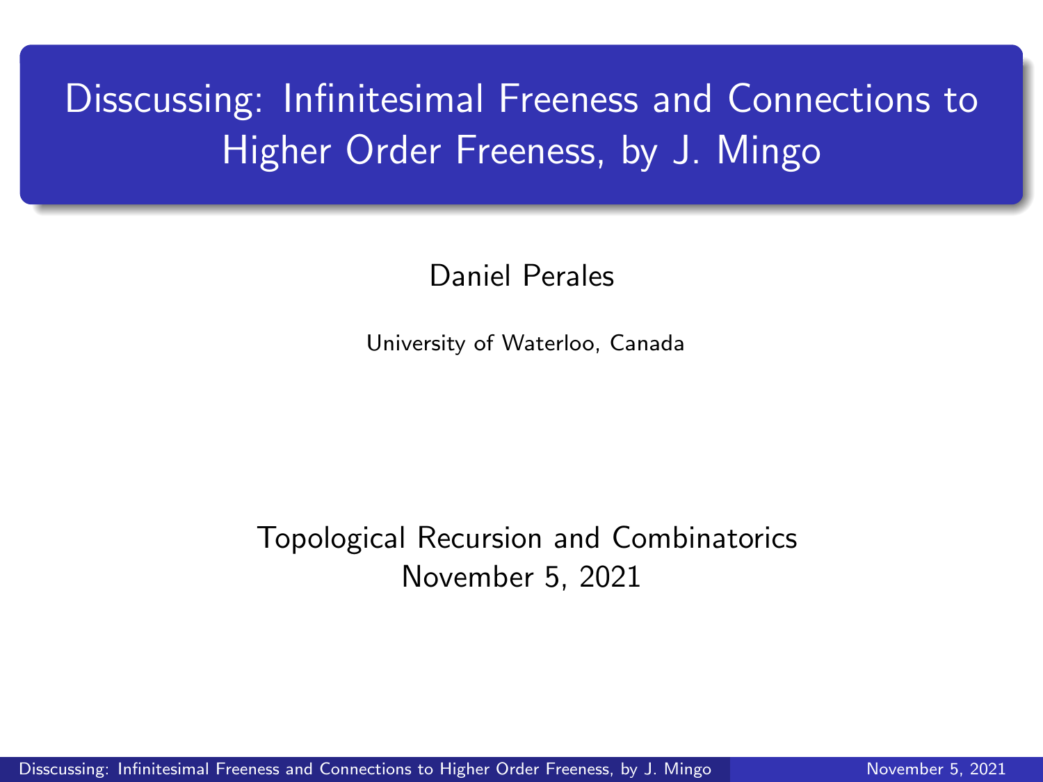# Disscussing: Infinitesimal Freeness and Connections to Higher Order Freeness, by J. Mingo

Daniel Perales

University of Waterloo, Canada

Topological Recursion and Combinatorics
November 5, 2021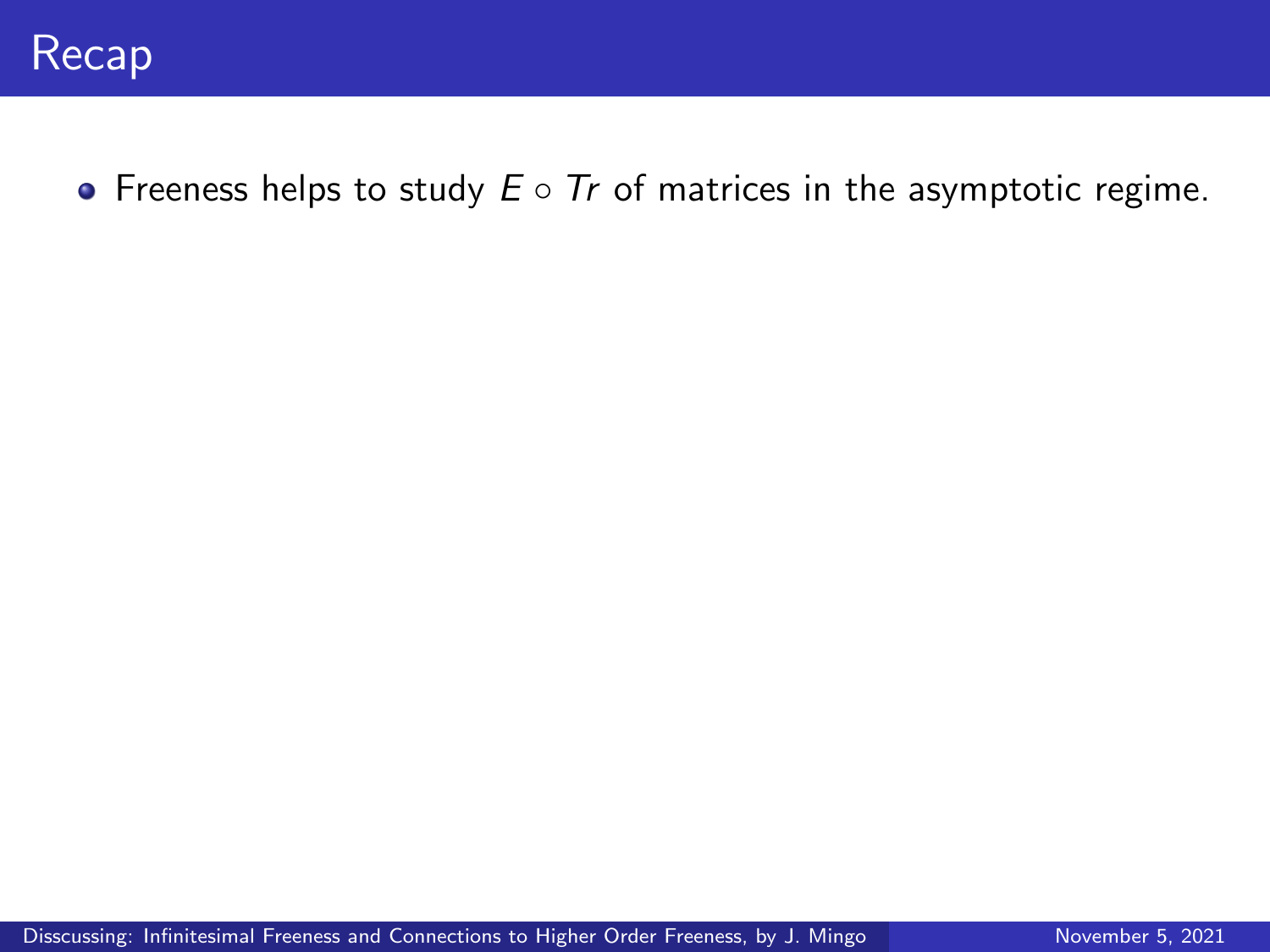# Recap

- Freeness helps to study $E \circ Tr$ of matrices in the asymptotic regime.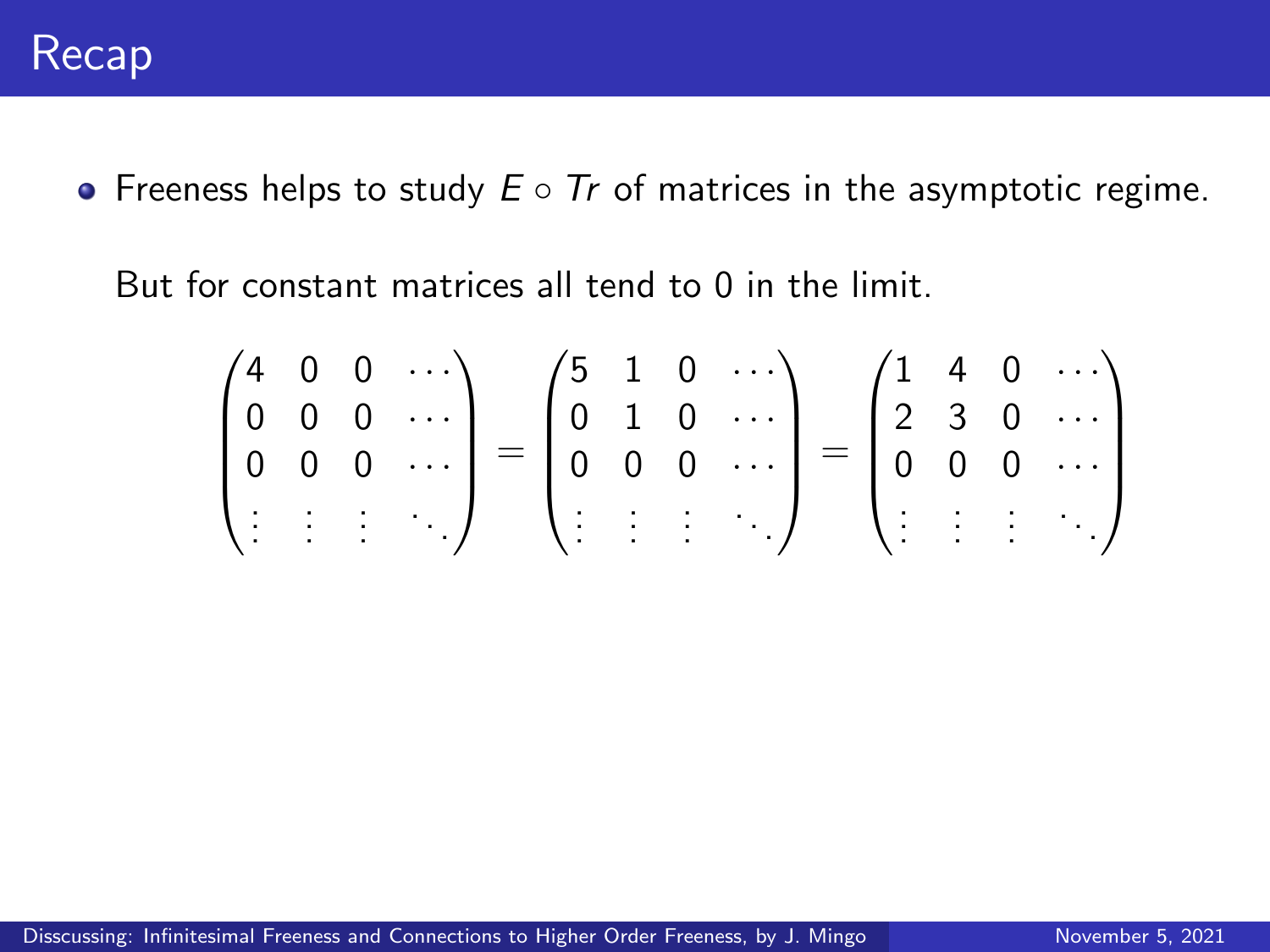# Recap

- Freeness helps to study $E \circ Tr$ of matrices in the asymptotic regime.

  But for constant matrices all tend to 0 in the limit.

$$\begin{pmatrix} 4 & 0 & 0 & \cdots \\ 0 & 0 & 0 & \cdots \\ 0 & 0 & 0 & \cdots \\ \vdots & \vdots & \vdots & \ddots \end{pmatrix} = \begin{pmatrix} 5 & 1 & 0 & \cdots \\ 0 & 1 & 0 & \cdots \\ 0 & 0 & 0 & \cdots \\ \vdots & \vdots & \vdots & \ddots \end{pmatrix} = \begin{pmatrix} 1 & 4 & 0 & \cdots \\ 2 & 3 & 0 & \cdots \\ 0 & 0 & 0 & \cdots \\ \vdots & \vdots & \vdots & \ddots \end{pmatrix}$$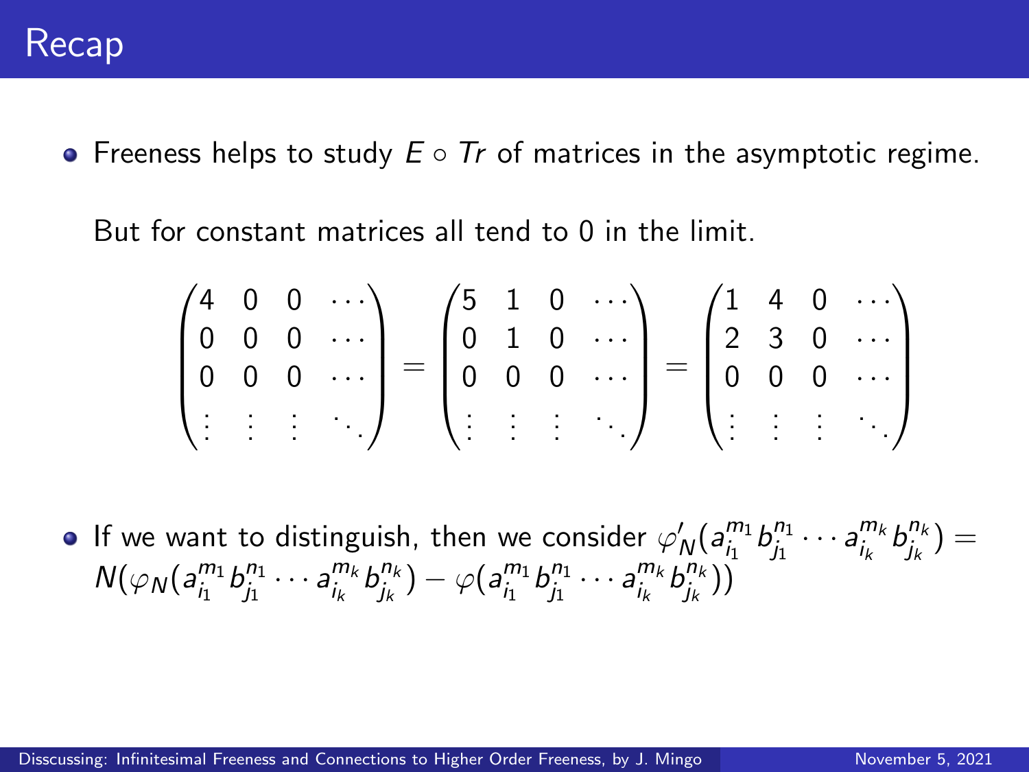# Recap

- Freeness helps to study $E \circ Tr$ of matrices in the asymptotic regime.

  But for constant matrices all tend to 0 in the limit.

$$\begin{pmatrix} 4 & 0 & 0 & \cdots \\ 0 & 0 & 0 & \cdots \\ 0 & 0 & 0 & \cdots \\ \vdots & \vdots & \vdots & \ddots \end{pmatrix} = \begin{pmatrix} 5 & 1 & 0 & \cdots \\ 0 & 1 & 0 & \cdots \\ 0 & 0 & 0 & \cdots \\ \vdots & \vdots & \vdots & \ddots \end{pmatrix} = \begin{pmatrix} 1 & 4 & 0 & \cdots \\ 2 & 3 & 0 & \cdots \\ 0 & 0 & 0 & \cdots \\ \vdots & \vdots & \vdots & \ddots \end{pmatrix}$$

- If we want to distinguish, then we consider $\varphi'_N(a_{i_1}^{m_1} b_{j_1}^{n_1} \cdots a_{i_k}^{m_k} b_{j_k}^{n_k}) = N(\varphi_N(a_{i_1}^{m_1} b_{j_1}^{n_1} \cdots a_{i_k}^{m_k} b_{j_k}^{n_k}) - \varphi(a_{i_1}^{m_1} b_{j_1}^{n_1} \cdots a_{i_k}^{m_k} b_{j_k}^{n_k}))$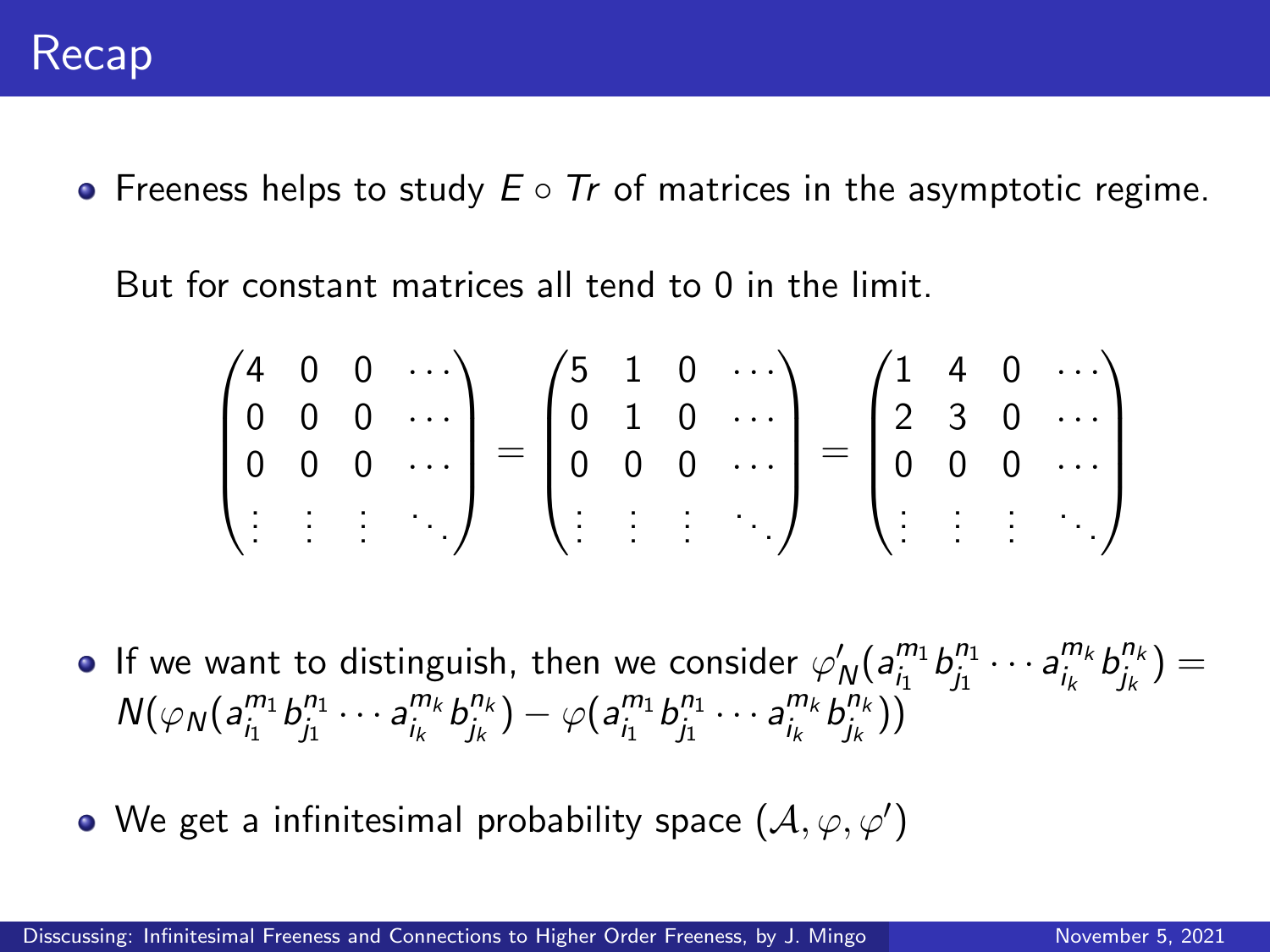# Recap

- Freeness helps to study $E \circ Tr$ of matrices in the asymptotic regime.

  But for constant matrices all tend to 0 in the limit.

$$\begin{pmatrix} 4 & 0 & 0 & \cdots \\ 0 & 0 & 0 & \cdots \\ 0 & 0 & 0 & \cdots \\ \vdots & \vdots & \vdots & \ddots \end{pmatrix} = \begin{pmatrix} 5 & 1 & 0 & \cdots \\ 0 & 1 & 0 & \cdots \\ 0 & 0 & 0 & \cdots \\ \vdots & \vdots & \vdots & \ddots \end{pmatrix} = \begin{pmatrix} 1 & 4 & 0 & \cdots \\ 2 & 3 & 0 & \cdots \\ 0 & 0 & 0 & \cdots \\ \vdots & \vdots & \vdots & \ddots \end{pmatrix}$$

- If we want to distinguish, then we consider $\varphi'_N(a_{i_1}^{m_1} b_{j_1}^{n_1} \cdots a_{i_k}^{m_k} b_{j_k}^{n_k}) = N(\varphi_N(a_{i_1}^{m_1} b_{j_1}^{n_1} \cdots a_{i_k}^{m_k} b_{j_k}^{n_k}) - \varphi(a_{i_1}^{m_1} b_{j_1}^{n_1} \cdots a_{i_k}^{m_k} b_{j_k}^{n_k}))$

- We get a infinitesimal probability space $(\mathcal{A}, \varphi, \varphi')$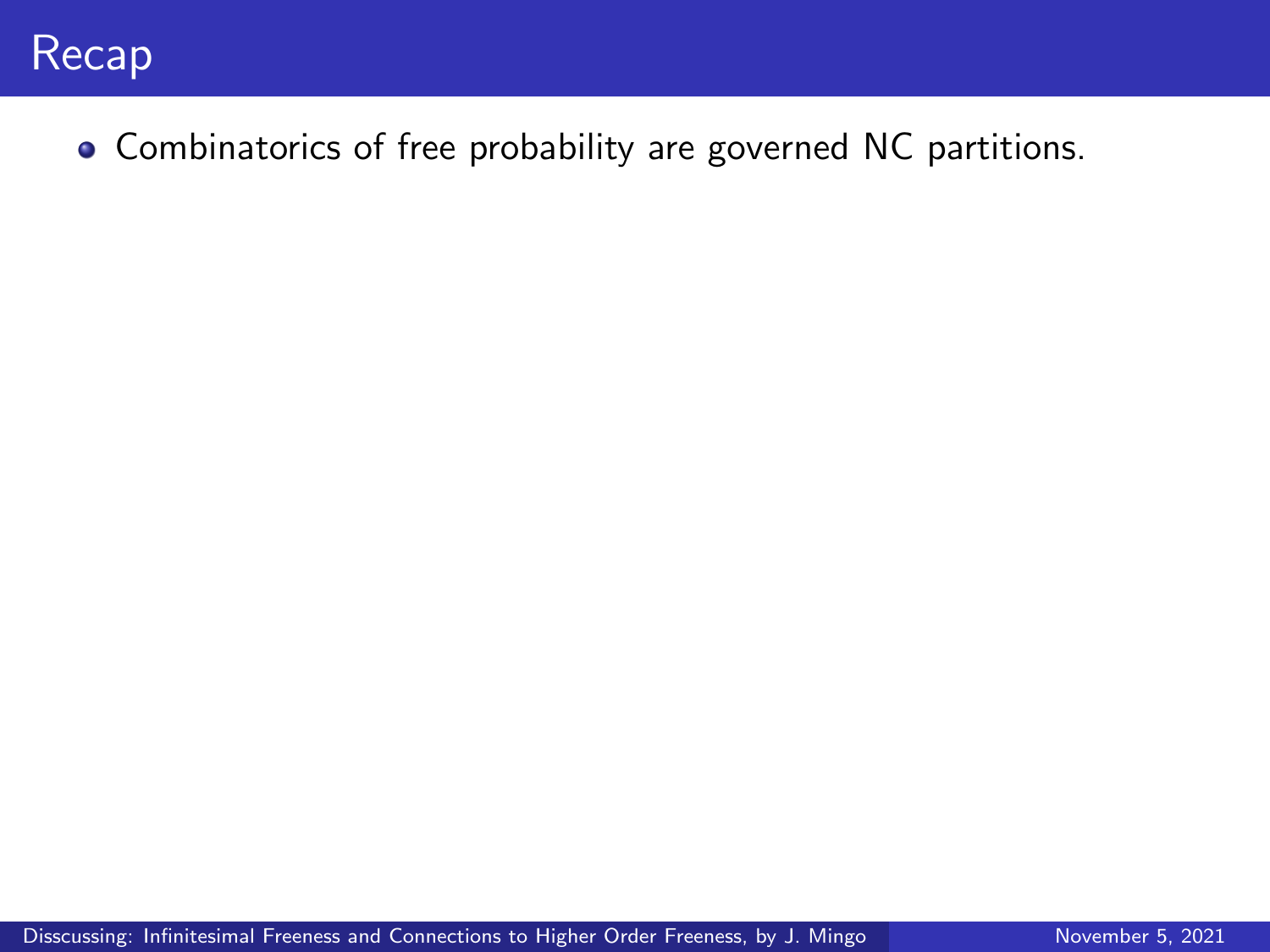# Recap

- Combinatorics of free probability are governed NC partitions.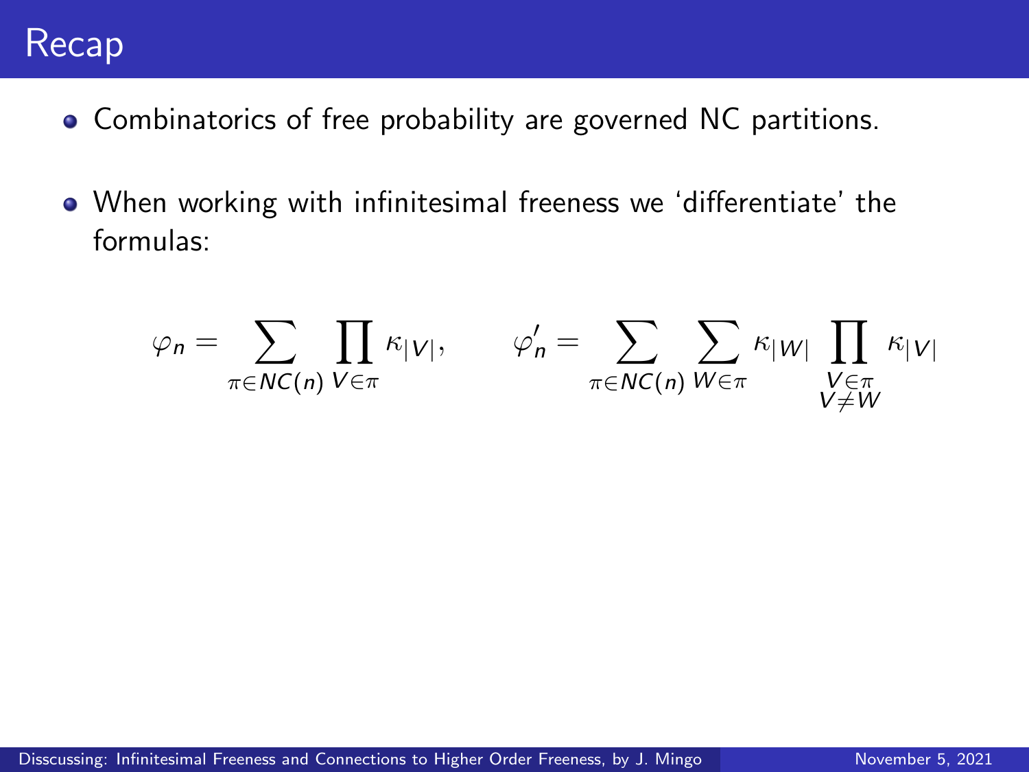# Recap

- Combinatorics of free probability are governed NC partitions.
- When working with infinitesimal freeness we 'differentiate' the formulas:

$$\varphi_n = \sum_{\pi \in NC(n)} \prod_{V \in \pi} \kappa_{|V|}, \qquad \varphi'_n = \sum_{\pi \in NC(n)} \sum_{W \in \pi} \kappa_{|W|} \prod_{\substack{V \in \pi \\ V \neq W}} \kappa_{|V|}$$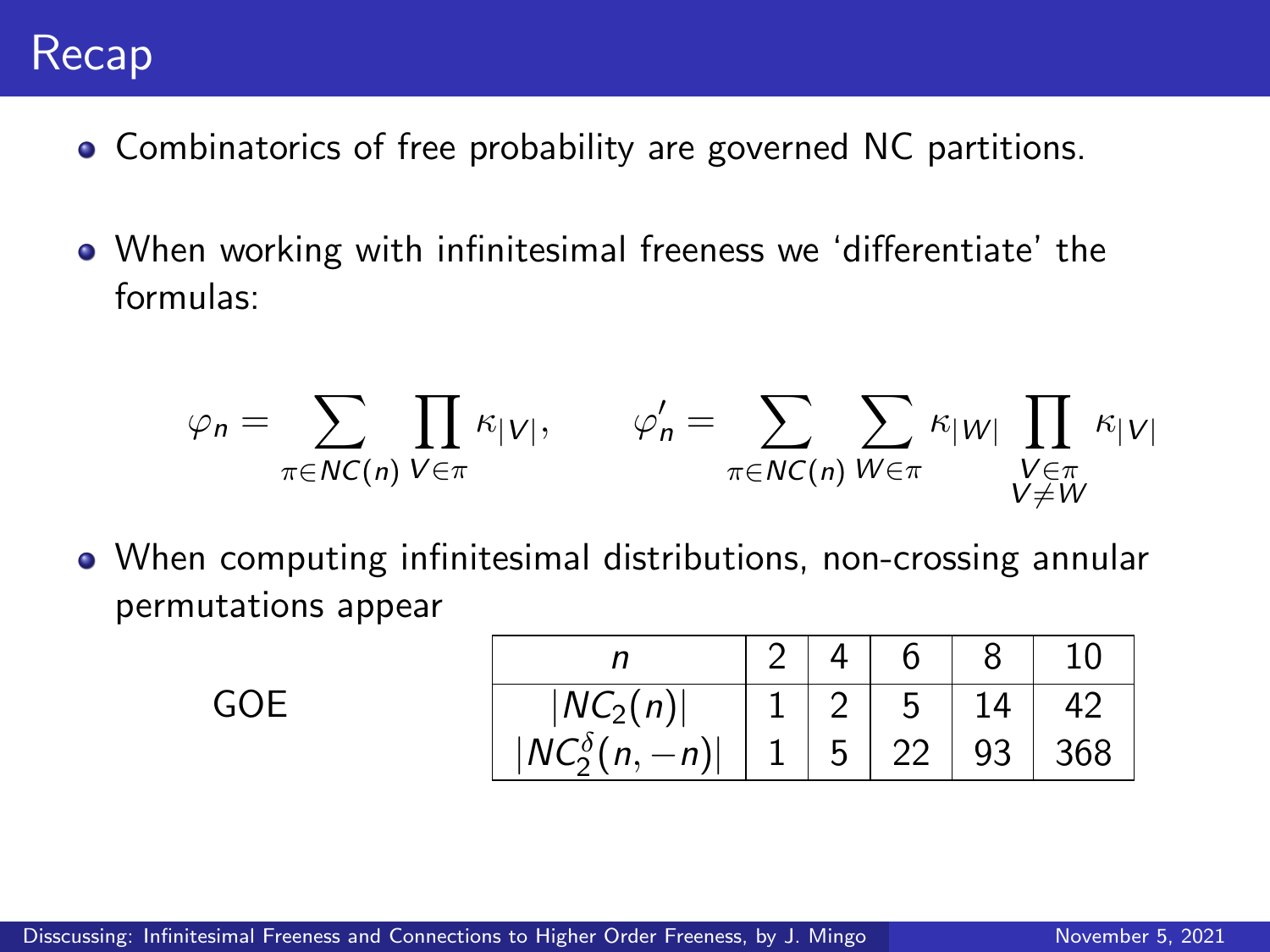# Recap

- Combinatorics of free probability are governed NC partitions.
- When working with infinitesimal freeness we 'differentiate' the formulas:

$$\varphi_n = \sum_{\pi \in NC(n)} \prod_{V \in \pi} \kappa_{|V|}, \qquad \varphi_n' = \sum_{\pi \in NC(n)} \sum_{W \in \pi} \kappa_{|W|} \prod_{\substack{V \in \pi \\ V \neq W}} \kappa_{|V|}$$

- When computing infinitesimal distributions, non-crossing annular permutations appear

GOE

| $n$ | 2 | 4 | 6 | 8 | 10 |
|---|---|---|---|---|---|
| $\lvert NC_2(n) \rvert$ | 1 | 2 | 5 | 14 | 42 |
| $\lvert NC_2^{\delta}(n, -n) \rvert$ | 1 | 5 | 22 | 93 | 368 |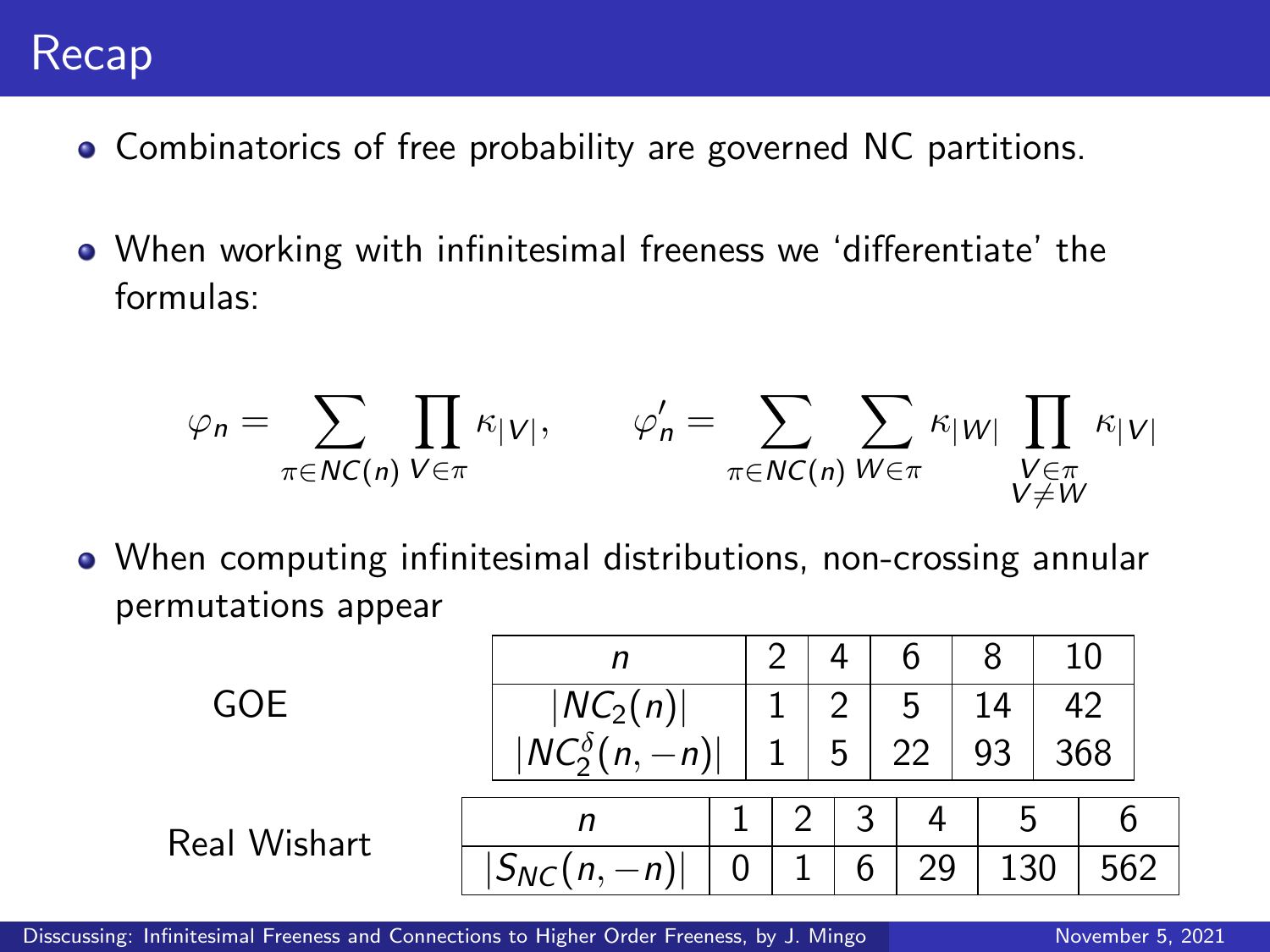# Recap

- Combinatorics of free probability are governed NC partitions.
- When working with infinitesimal freeness we 'differentiate' the formulas:

$$\varphi_n = \sum_{\pi \in NC(n)} \prod_{V \in \pi} \kappa_{|V|}, \qquad \varphi'_n = \sum_{\pi \in NC(n)} \sum_{W \in \pi} \kappa_{|W|} \prod_{\substack{V \in \pi \\ V \neq W}} \kappa_{|V|}$$

- When computing infinitesimal distributions, non-crossing annular permutations appear

GOE

| $n$ | 2 | 4 | 6 | 8 | 10 |
|---|---|---|---|---|---|
| $\lvert NC_2(n)\rvert$ | 1 | 2 | 5 | 14 | 42 |
| $\lvert NC_2^{\delta}(n,-n)\rvert$ | 1 | 5 | 22 | 93 | 368 |

Real Wishart

| $n$ | 1 | 2 | 3 | 4 | 5 | 6 |
|---|---|---|---|---|---|---|
| $\lvert S_{NC}(n,-n)\rvert$ | 0 | 1 | 6 | 29 | 130 | 562 |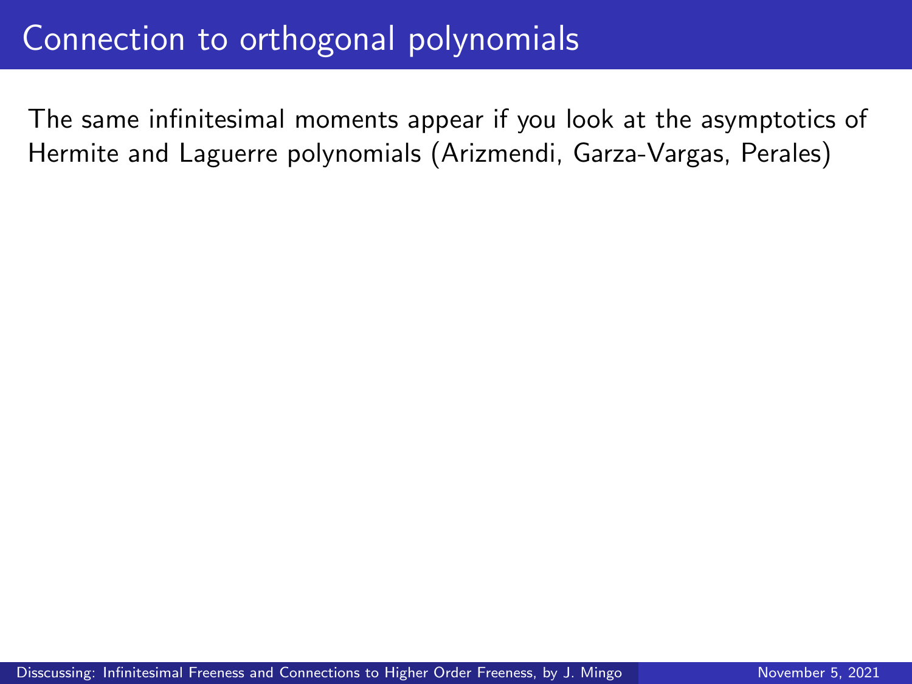# Connection to orthogonal polynomials

The same infinitesimal moments appear if you look at the asymptotics of Hermite and Laguerre polynomials (Arizmendi, Garza-Vargas, Perales)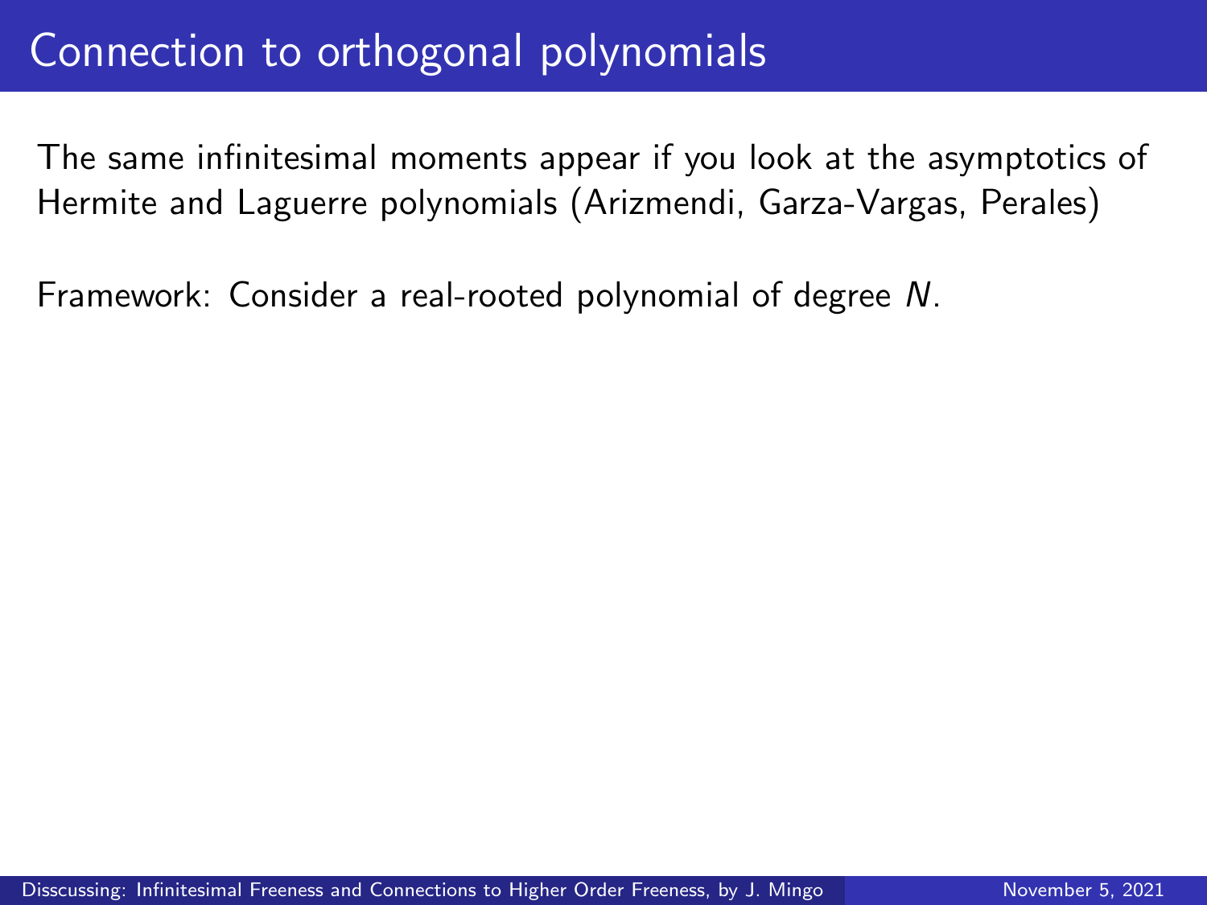# Connection to orthogonal polynomials

The same infinitesimal moments appear if you look at the asymptotics of Hermite and Laguerre polynomials (Arizmendi, Garza-Vargas, Perales)

Framework: Consider a real-rooted polynomial of degree $N$.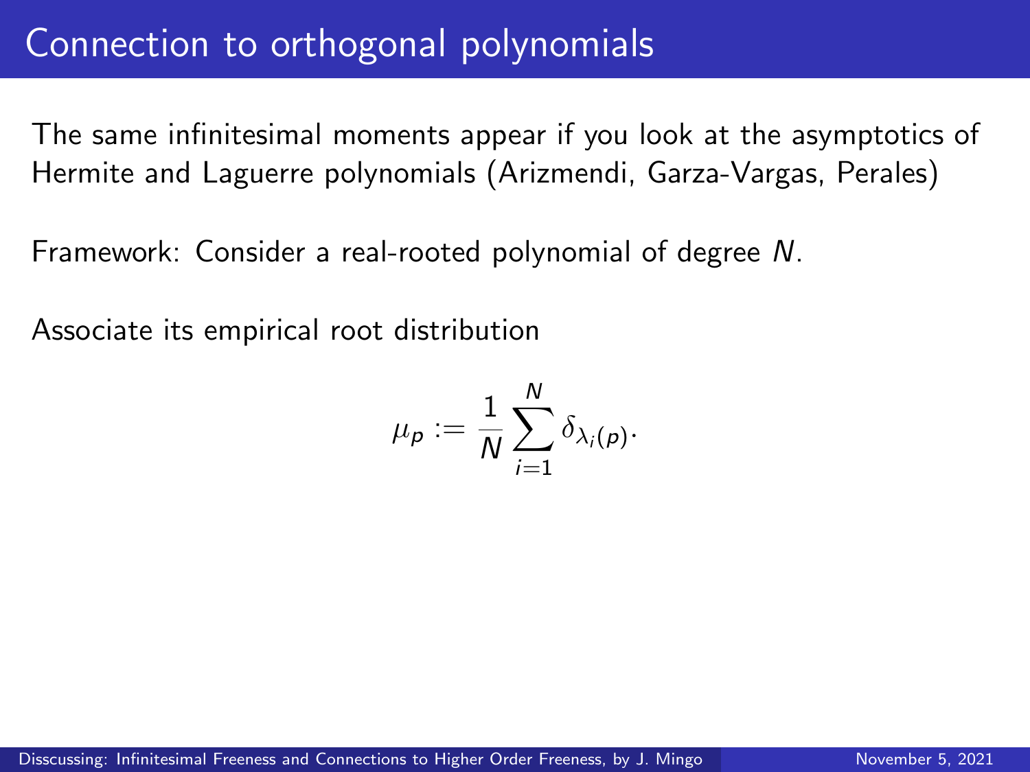# Connection to orthogonal polynomials

The same infinitesimal moments appear if you look at the asymptotics of Hermite and Laguerre polynomials (Arizmendi, Garza-Vargas, Perales)

Framework: Consider a real-rooted polynomial of degree $N$.

Associate its empirical root distribution

$$\mu_p := \frac{1}{N}\sum_{i=1}^{N}\delta_{\lambda_i(p)}.$$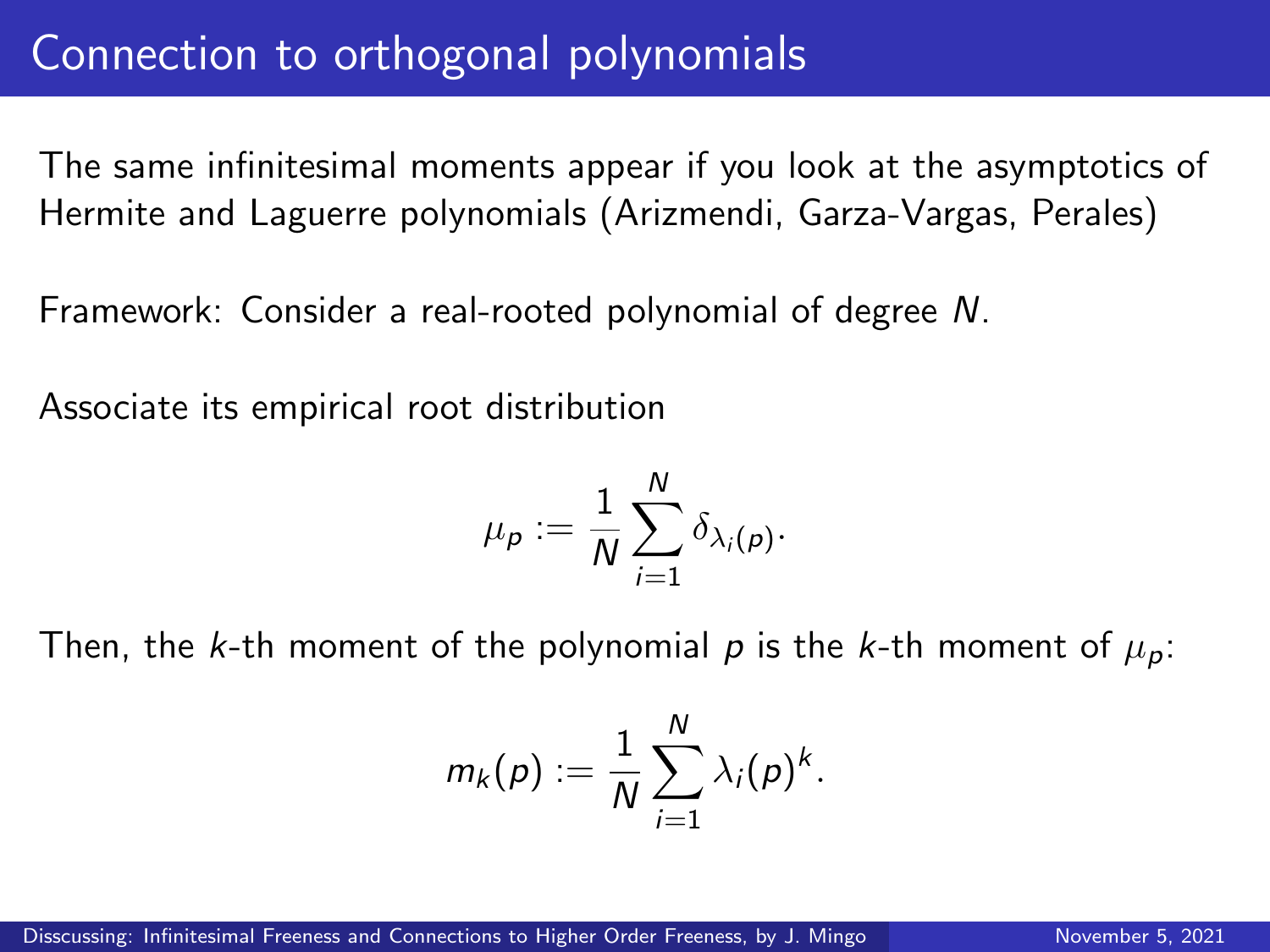# Connection to orthogonal polynomials

The same infinitesimal moments appear if you look at the asymptotics of Hermite and Laguerre polynomials (Arizmendi, Garza-Vargas, Perales)

Framework: Consider a real-rooted polynomial of degree $N$.

Associate its empirical root distribution

$$\mu_p := \frac{1}{N} \sum_{i=1}^{N} \delta_{\lambda_i(p)}.$$

Then, the $k$-th moment of the polynomial $p$ is the $k$-th moment of $\mu_p$:

$$m_k(p) := \frac{1}{N} \sum_{i=1}^{N} \lambda_i(p)^k.$$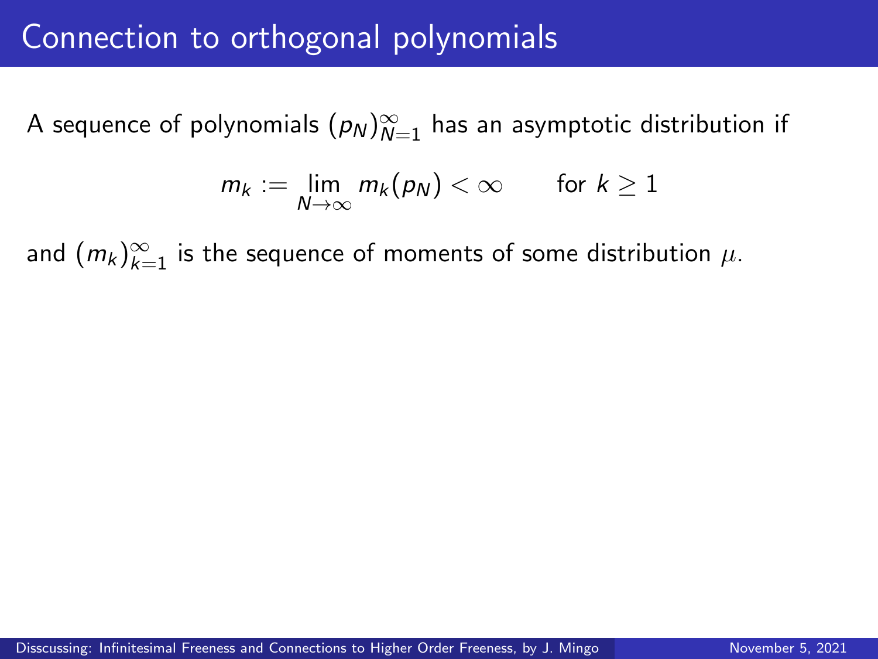# Connection to orthogonal polynomials

A sequence of polynomials $(p_N)_{N=1}^{\infty}$ has an asymptotic distribution if

$$m_k := \lim_{N\to\infty} m_k(p_N) < \infty \qquad \text{for } k \geq 1$$

and $(m_k)_{k=1}^{\infty}$ is the sequence of moments of some distribution $\mu$.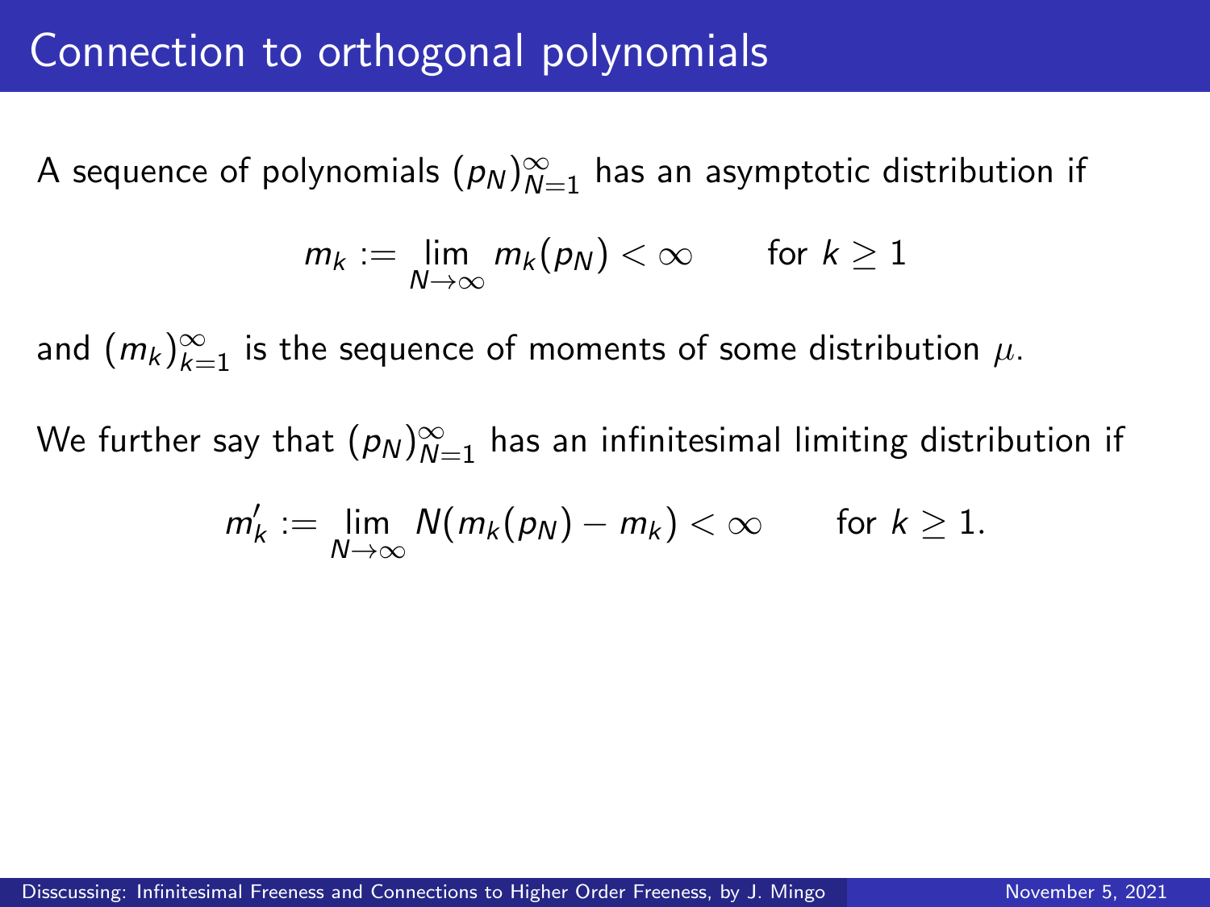# Connection to orthogonal polynomials

A sequence of polynomials $(p_N)_{N=1}^{\infty}$ has an asymptotic distribution if

$$m_k := \lim_{N\to\infty} m_k(p_N) < \infty \qquad \text{for } k \geq 1$$

and $(m_k)_{k=1}^{\infty}$ is the sequence of moments of some distribution $\mu$.

We further say that $(p_N)_{N=1}^{\infty}$ has an infinitesimal limiting distribution if

$$m_k' := \lim_{N\to\infty} N(m_k(p_N) - m_k) < \infty \qquad \text{for } k \geq 1.$$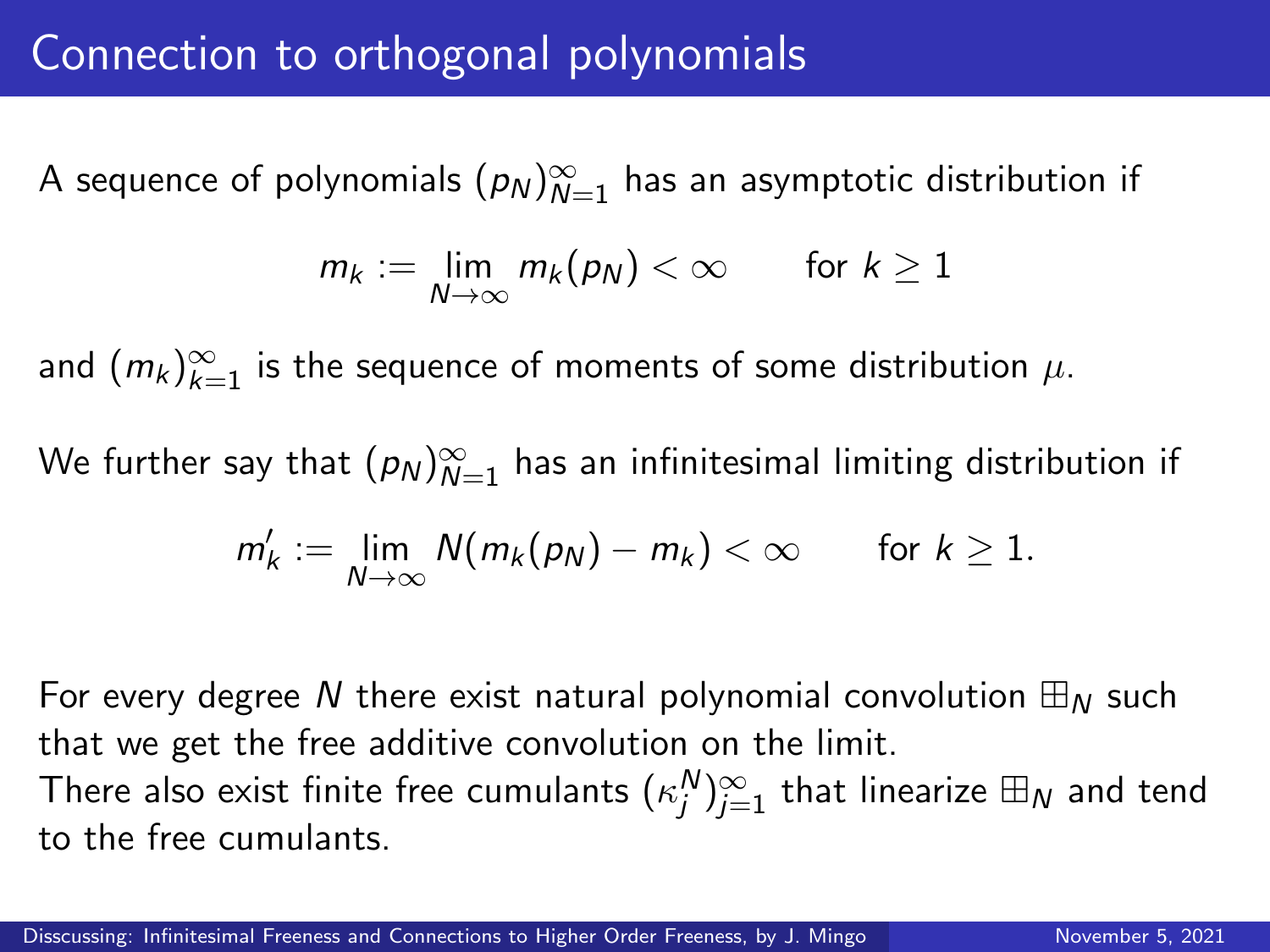# Connection to orthogonal polynomials

A sequence of polynomials $(p_N)_{N=1}^{\infty}$ has an asymptotic distribution if

$$m_k := \lim_{N\to\infty} m_k(p_N) < \infty \qquad \text{for } k \geq 1$$

and $(m_k)_{k=1}^{\infty}$ is the sequence of moments of some distribution $\mu$.

We further say that $(p_N)_{N=1}^{\infty}$ has an infinitesimal limiting distribution if

$$m_k' := \lim_{N\to\infty} N(m_k(p_N) - m_k) < \infty \qquad \text{for } k \geq 1.$$

For every degree $N$ there exist natural polynomial convolution $\boxplus_N$ such that we get the free additive convolution on the limit.
There also exist finite free cumulants $(\kappa_j^N)_{j=1}^{\infty}$ that linearize $\boxplus_N$ and tend to the free cumulants.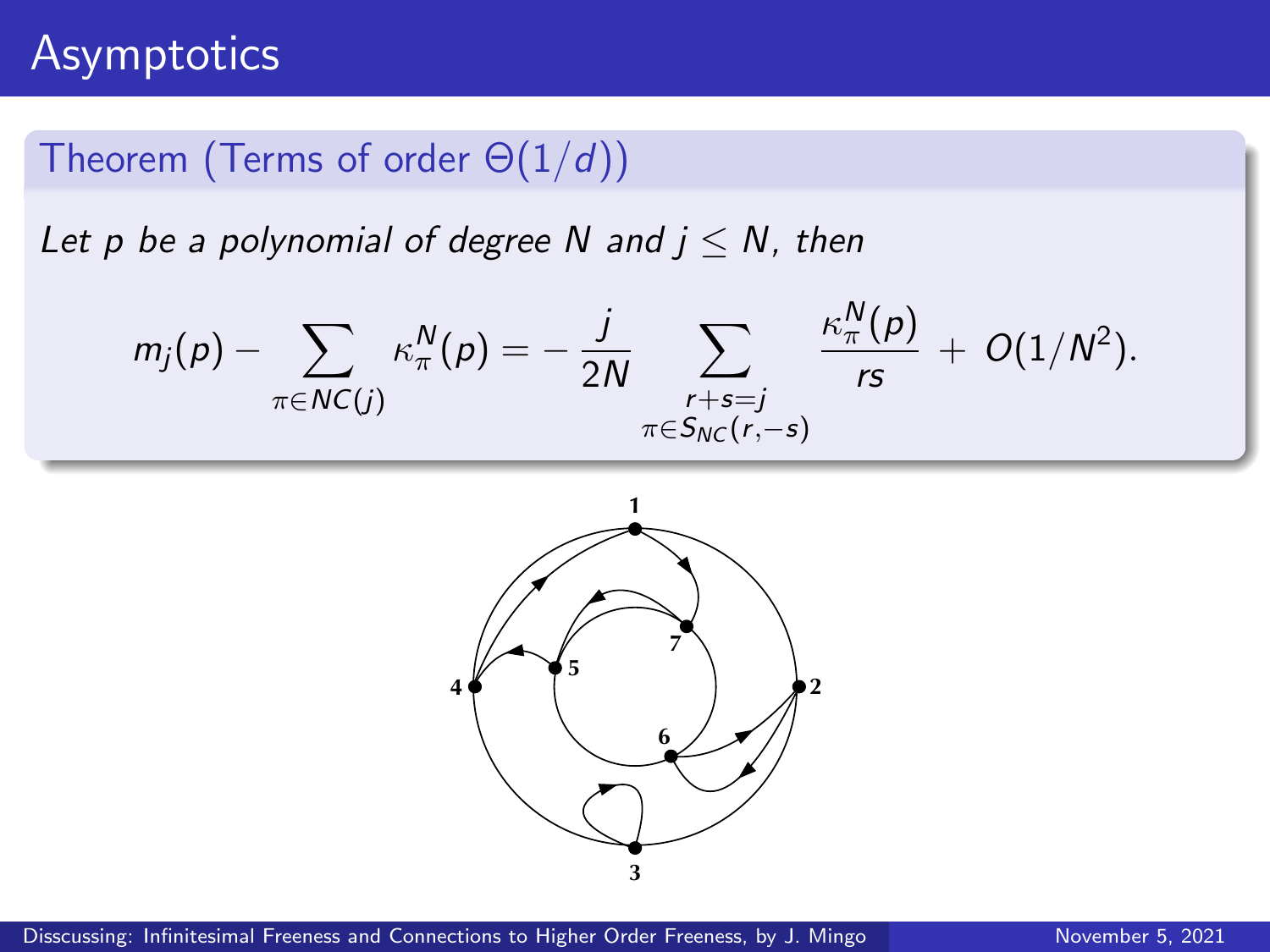# Asymptotics

## Theorem (Terms of order $\Theta(1/d)$)

*Let $p$ be a polynomial of degree $N$ and $j \leq N$, then*

$$m_j(p) - \sum_{\pi \in NC(j)} \kappa_\pi^N(p) = -\frac{j}{2N} \sum_{\substack{r+s=j \\ \pi \in S_{NC}(r,-s)}} \frac{\kappa_\pi^N(p)}{rs} + O(1/N^2).$$

1

2

3

4

5

6

7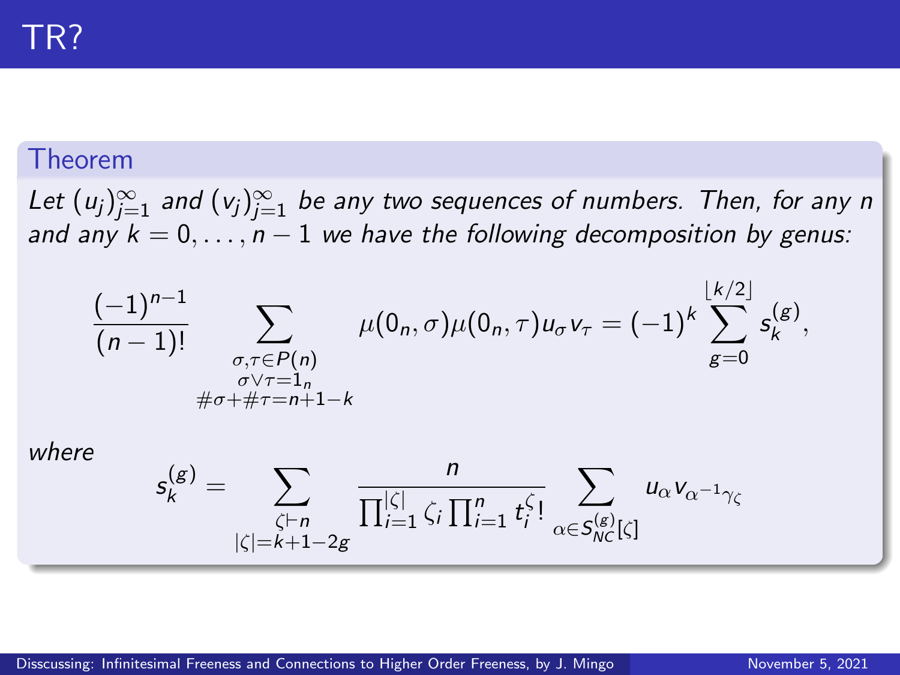# TR?

**Theorem**

*Let $(u_j)_{j=1}^{\infty}$ and $(v_j)_{j=1}^{\infty}$ be any two sequences of numbers. Then, for any $n$ and any $k = 0, \ldots, n-1$ we have the following decomposition by genus:*

$$\frac{(-1)^{n-1}}{(n-1)!} \sum_{\substack{\sigma,\tau \in P(n) \\ \sigma \vee \tau = 1_n \\ \#\sigma + \#\tau = n+1-k}} \mu(0_n, \sigma)\mu(0_n, \tau) u_\sigma v_\tau = (-1)^k \sum_{g=0}^{\lfloor k/2 \rfloor} s_k^{(g)},$$

*where*

$$s_k^{(g)} = \sum_{\substack{\zeta \vdash n \\ |\zeta| = k+1-2g}} \frac{n}{\prod_{i=1}^{|\zeta|} \zeta_i \prod_{i=1}^{n} t_i^{\zeta}!} \sum_{\alpha \in S_{NC}^{(g)}[\zeta]} u_\alpha v_{\alpha^{-1}\gamma_\zeta}$$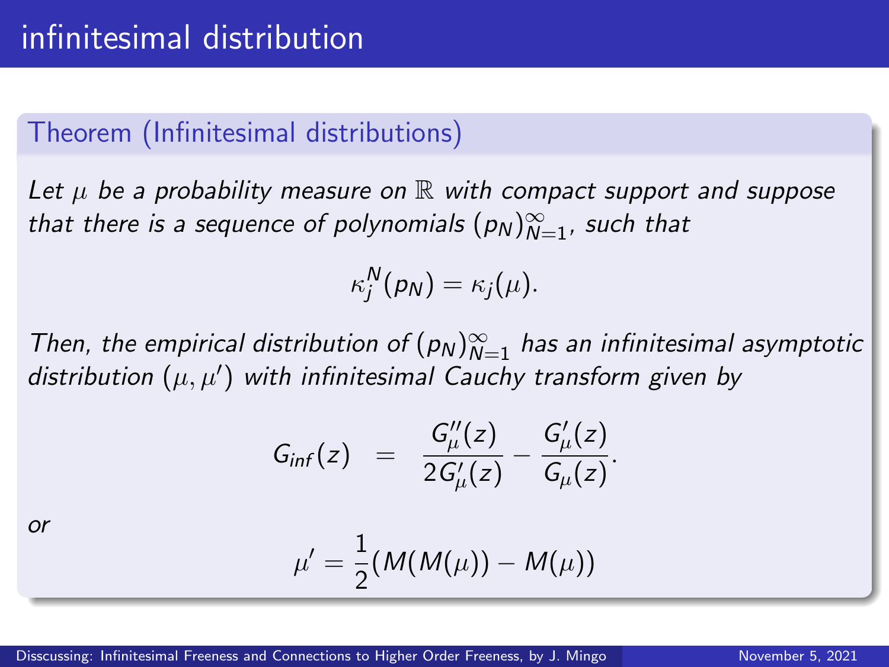# infinitesimal distribution

## Theorem (Infinitesimal distributions)

*Let $\mu$ be a probability measure on $\mathbb{R}$ with compact support and suppose that there is a sequence of polynomials $(p_N)_{N=1}^{\infty}$, such that*

$$\kappa_j^N(p_N) = \kappa_j(\mu).$$

*Then, the empirical distribution of $(p_N)_{N=1}^{\infty}$ has an infinitesimal asymptotic distribution $(\mu, \mu')$ with infinitesimal Cauchy transform given by*

$$G_{inf}(z) \;\; = \;\; \frac{G''_\mu(z)}{2G'_\mu(z)} - \frac{G'_\mu(z)}{G_\mu(z)}.$$

*or*

$$\mu' = \frac{1}{2}(M(M(\mu)) - M(\mu))$$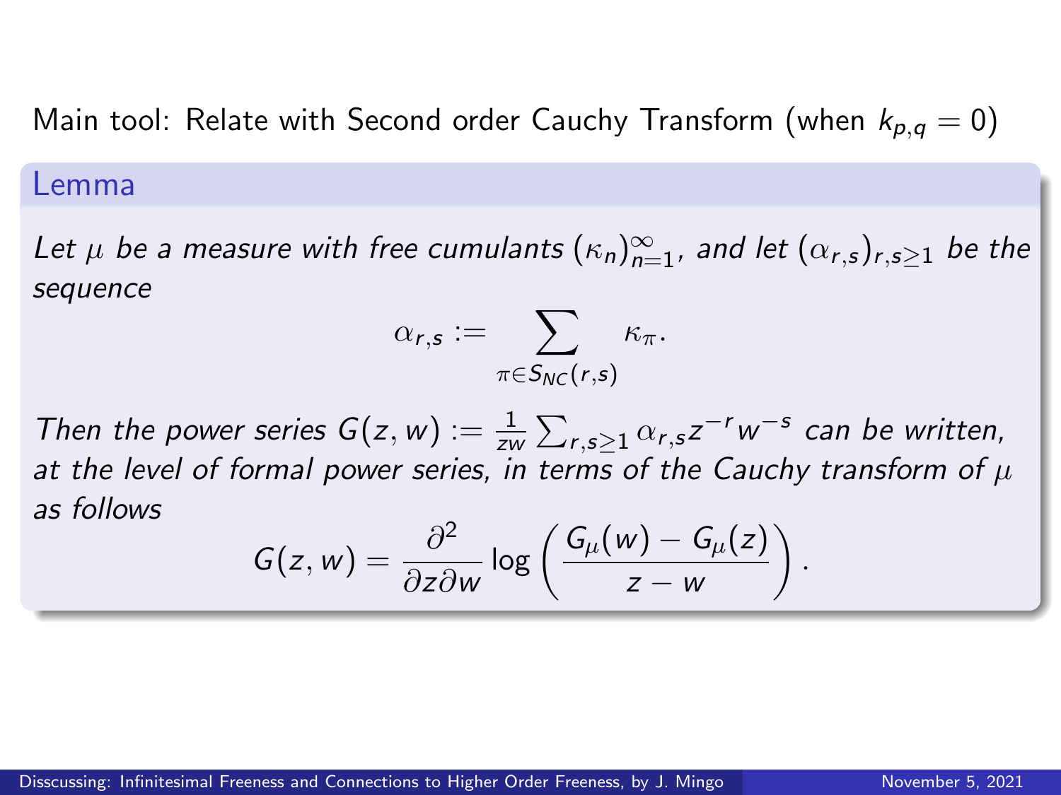Main tool: Relate with Second order Cauchy Transform (when $k_{p,q} = 0$)

**Lemma**

*Let $\mu$ be a measure with free cumulants $(\kappa_n)_{n=1}^{\infty}$, and let $(\alpha_{r,s})_{r,s\geq 1}$ be the sequence*

$$\alpha_{r,s} := \sum_{\pi \in S_{NC}(r,s)} \kappa_\pi.$$

*Then the power series $G(z,w) := \frac{1}{zw}\sum_{r,s\geq 1} \alpha_{r,s} z^{-r} w^{-s}$ can be written, at the level of formal power series, in terms of the Cauchy transform of $\mu$ as follows*

$$G(z,w) = \frac{\partial^2}{\partial z \partial w} \log\left(\frac{G_\mu(w) - G_\mu(z)}{z - w}\right).$$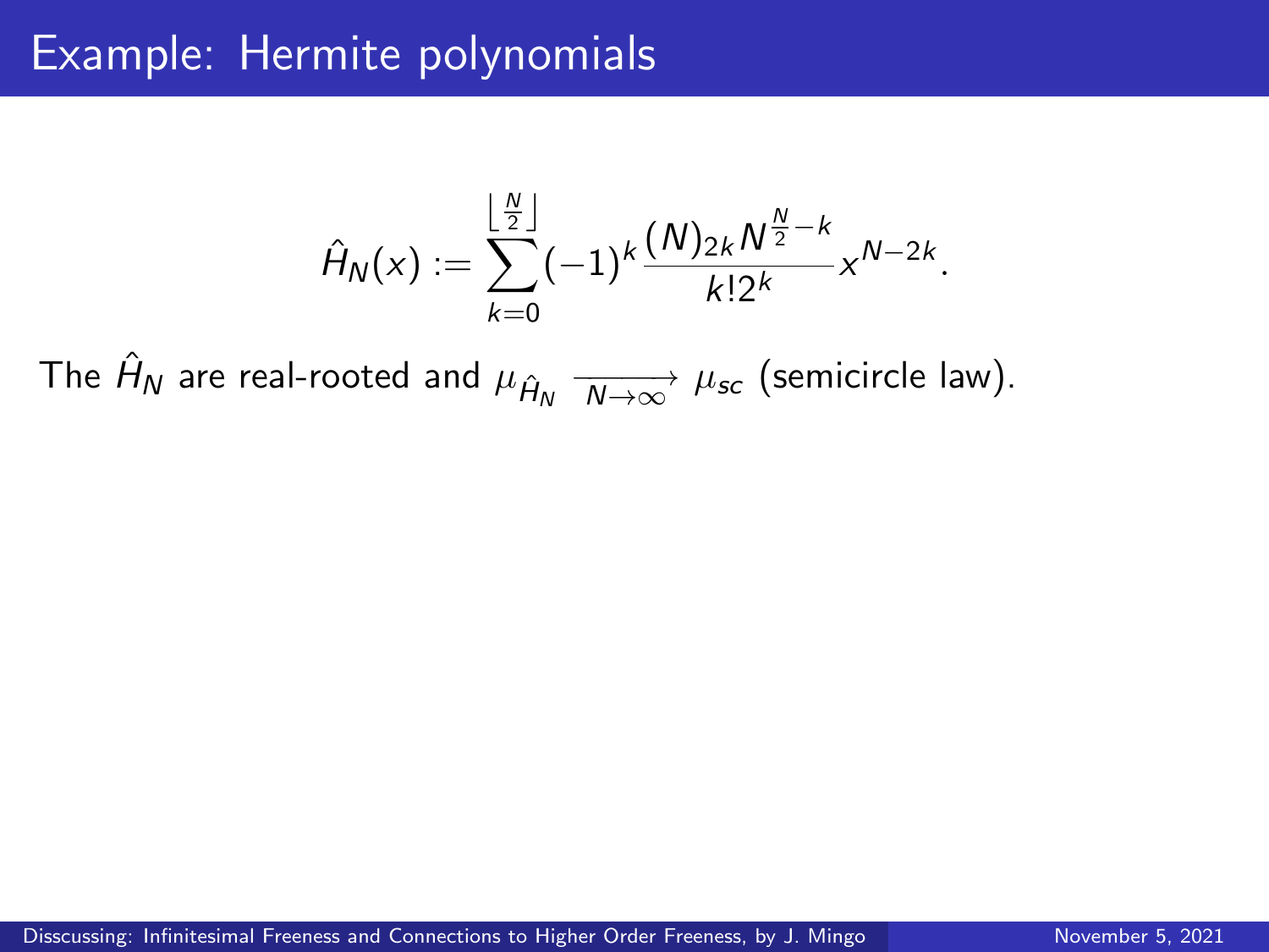# Example: Hermite polynomials

$$\hat{H}_N(x) := \sum_{k=0}^{\left\lfloor \frac{N}{2} \right\rfloor} (-1)^k \frac{(N)_{2k} N^{\frac{N}{2}-k}}{k! 2^k} x^{N-2k}.$$

The $\hat{H}_N$ are real-rooted and $\mu_{\hat{H}_N} \xrightarrow[N\to\infty]{} \mu_{sc}$ (semicircle law).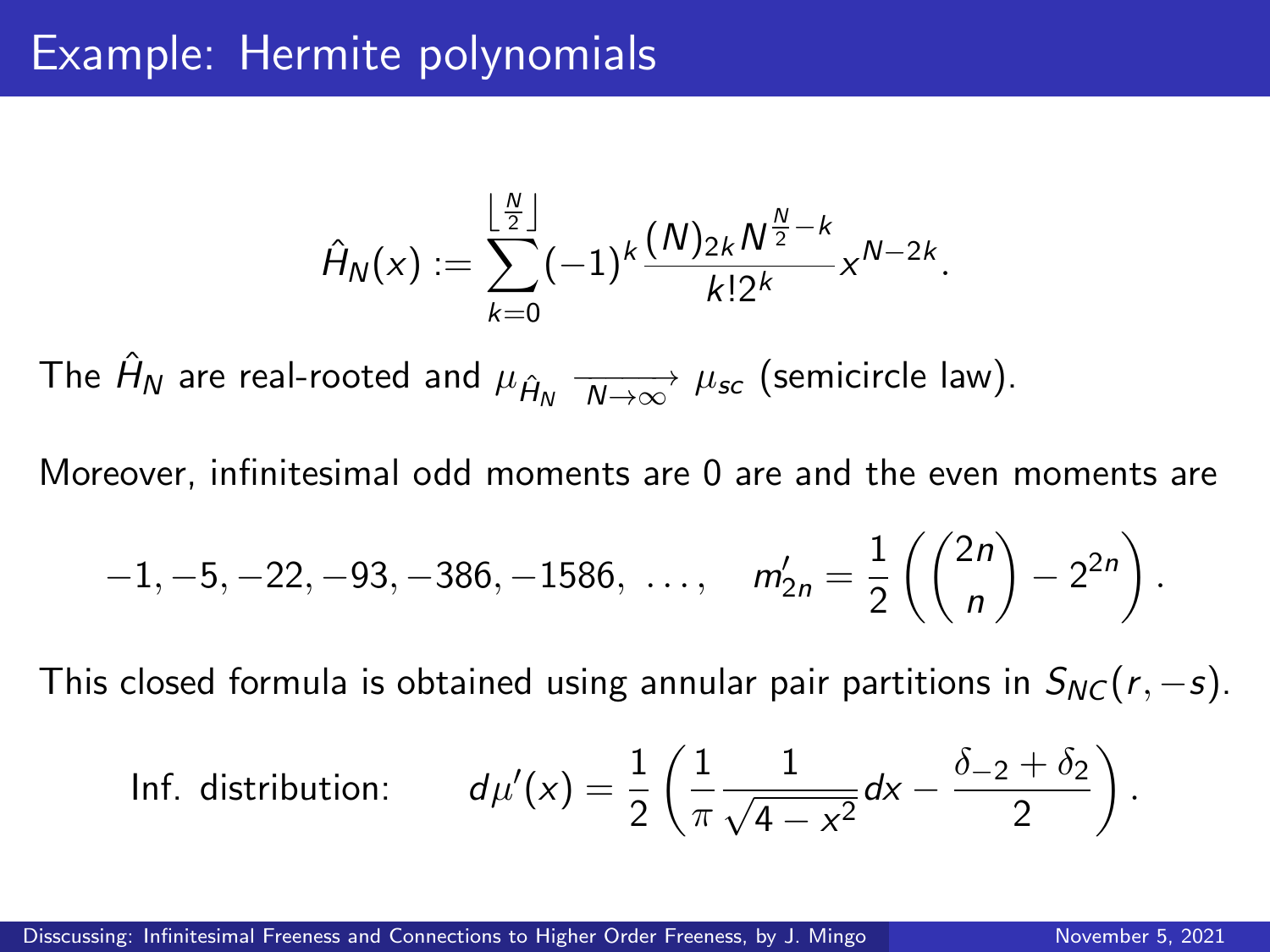# Example: Hermite polynomials

$$\hat{H}_N(x) := \sum_{k=0}^{\lfloor \frac{N}{2} \rfloor} (-1)^k \frac{(N)_{2k} N^{\frac{N}{2}-k}}{k! 2^k} x^{N-2k}.$$

The $\hat{H}_N$ are real-rooted and $\mu_{\hat{H}_N} \xrightarrow[N\to\infty]{} \mu_{sc}$ (semicircle law).

Moreover, infinitesimal odd moments are 0 are and the even moments are

$$-1, -5, -22, -93, -386, -1586, \ \ldots, \quad m'_{2n} = \frac{1}{2}\left( \binom{2n}{n} - 2^{2n} \right).$$

This closed formula is obtained using annular pair partitions in $S_{NC}(r, -s)$.

$$\text{Inf. distribution:} \qquad d\mu'(x) = \frac{1}{2}\left( \frac{1}{\pi} \frac{1}{\sqrt{4-x^2}} dx - \frac{\delta_{-2} + \delta_2}{2} \right).$$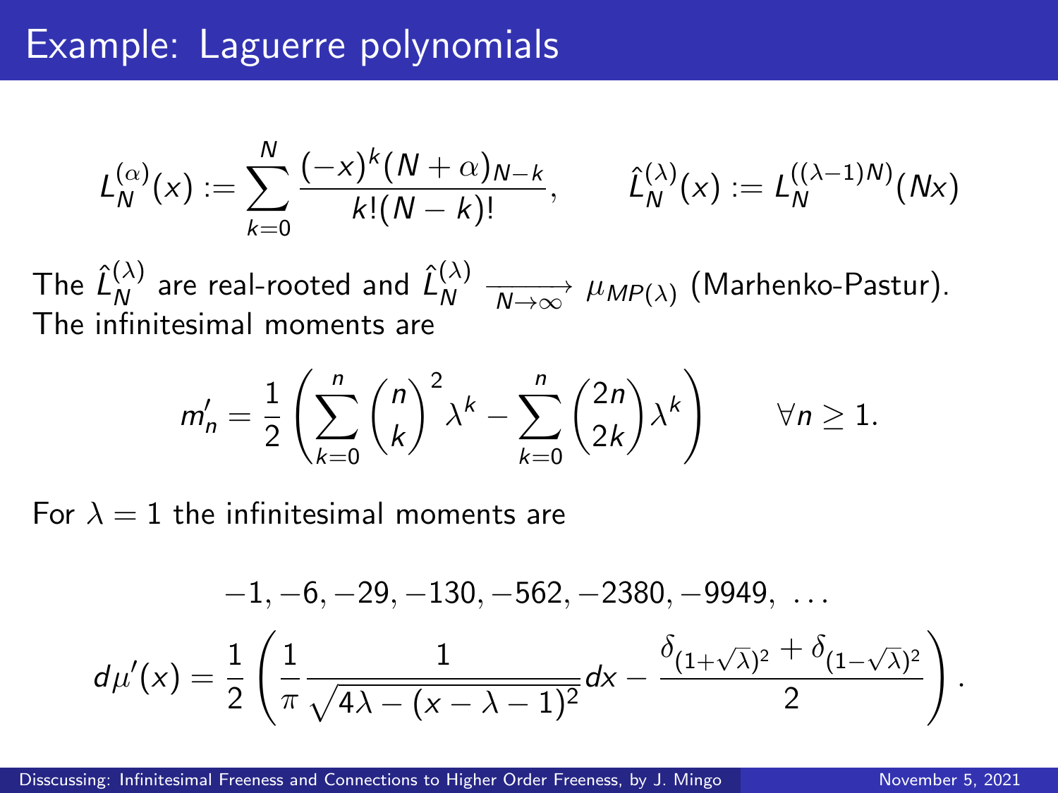# Example: Laguerre polynomials

$$L_N^{(\alpha)}(x) := \sum_{k=0}^{N} \frac{(-x)^k (N+\alpha)_{N-k}}{k!(N-k)!}, \qquad \hat{L}_N^{(\lambda)}(x) := L_N^{((\lambda-1)N)}(Nx)$$

The $\hat{L}_N^{(\lambda)}$ are real-rooted and $\hat{L}_N^{(\lambda)} \xrightarrow[N\to\infty]{} \mu_{MP(\lambda)}$ (Marhenko-Pastur). The infinitesimal moments are

$$m'_n = \frac{1}{2}\left(\sum_{k=0}^{n} \binom{n}{k}^2 \lambda^k - \sum_{k=0}^{n} \binom{2n}{2k} \lambda^k\right) \qquad \forall n \geq 1.$$

For $\lambda = 1$ the infinitesimal moments are

$$-1, -6, -29, -130, -562, -2380, -9949, \ \ldots$$

$$d\mu'(x) = \frac{1}{2}\left(\frac{1}{\pi}\frac{1}{\sqrt{4\lambda - (x-\lambda-1)^2}}dx - \frac{\delta_{(1+\sqrt{\lambda})^2} + \delta_{(1-\sqrt{\lambda})^2}}{2}\right).$$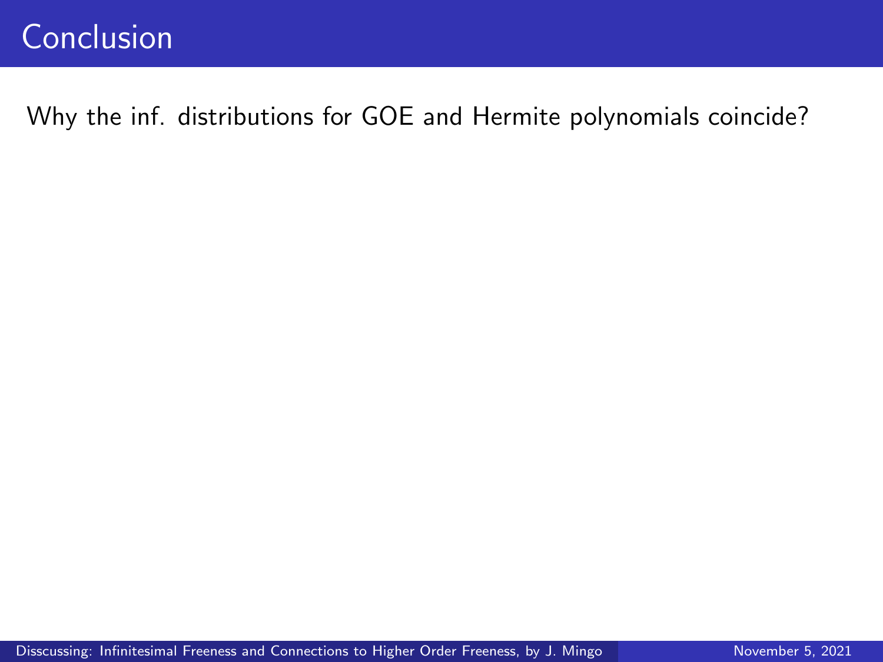# Conclusion

Why the inf. distributions for GOE and Hermite polynomials coincide?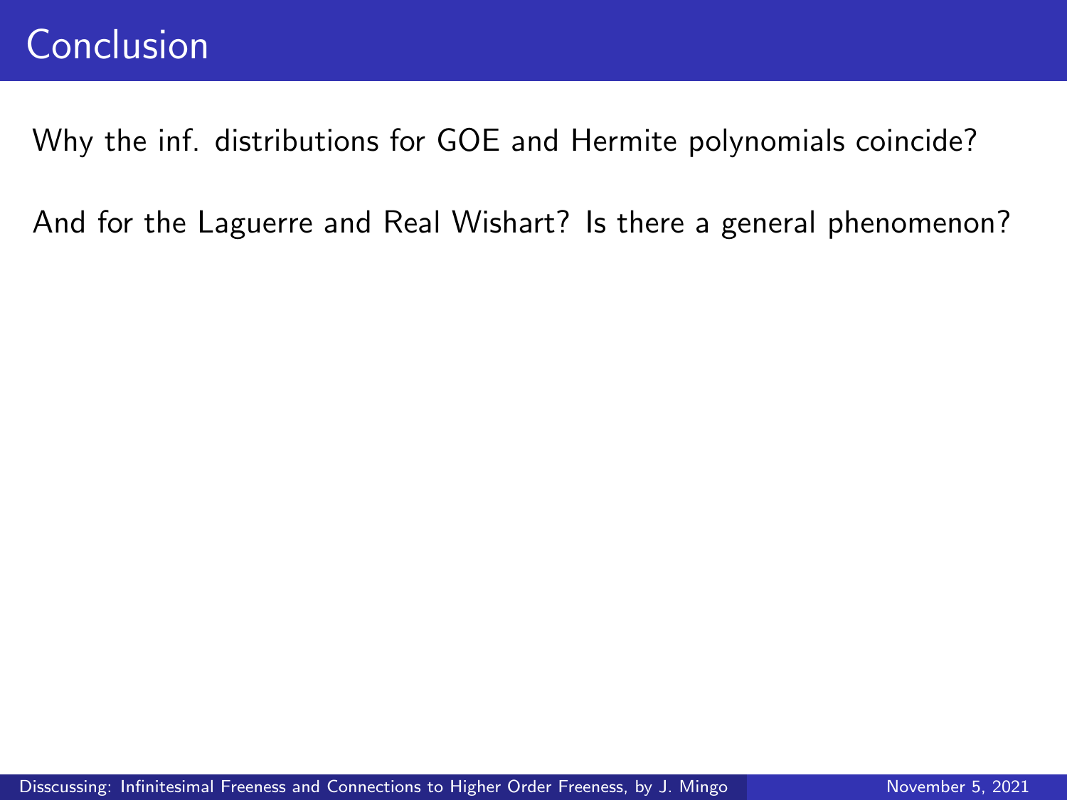# Conclusion

Why the inf. distributions for GOE and Hermite polynomials coincide?

And for the Laguerre and Real Wishart? Is there a general phenomenon?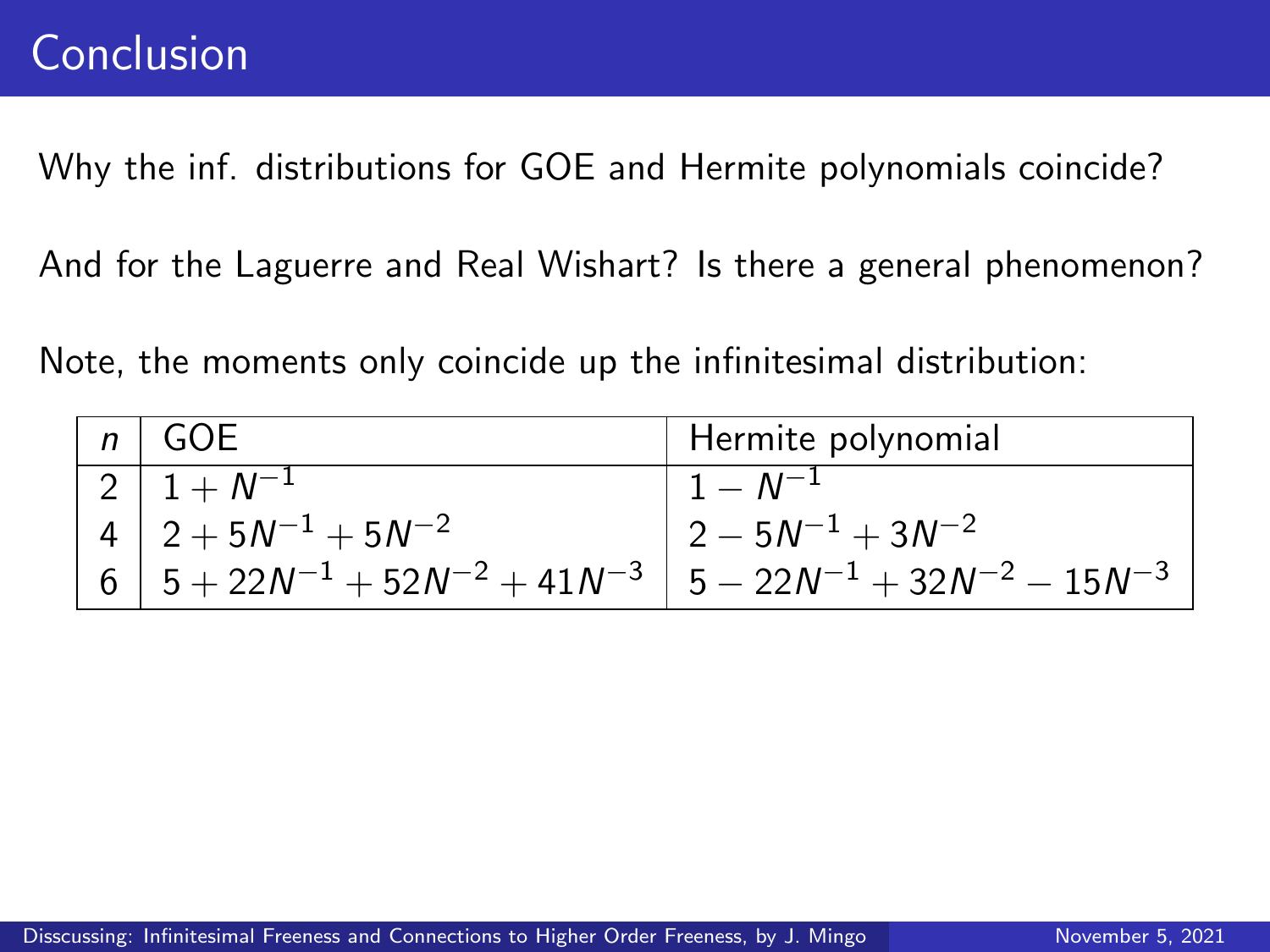# Conclusion

Why the inf. distributions for GOE and Hermite polynomials coincide?

And for the Laguerre and Real Wishart? Is there a general phenomenon?

Note, the moments only coincide up the infinitesimal distribution:

| $n$ | GOE | Hermite polynomial |
|---|---|---|
| 2 | $1 + N^{-1}$ | $1 - N^{-1}$ |
| 4 | $2 + 5N^{-1} + 5N^{-2}$ | $2 - 5N^{-1} + 3N^{-2}$ |
| 6 | $5 + 22N^{-1} + 52N^{-2} + 41N^{-3}$ | $5 - 22N^{-1} + 32N^{-2} - 15N^{-3}$ |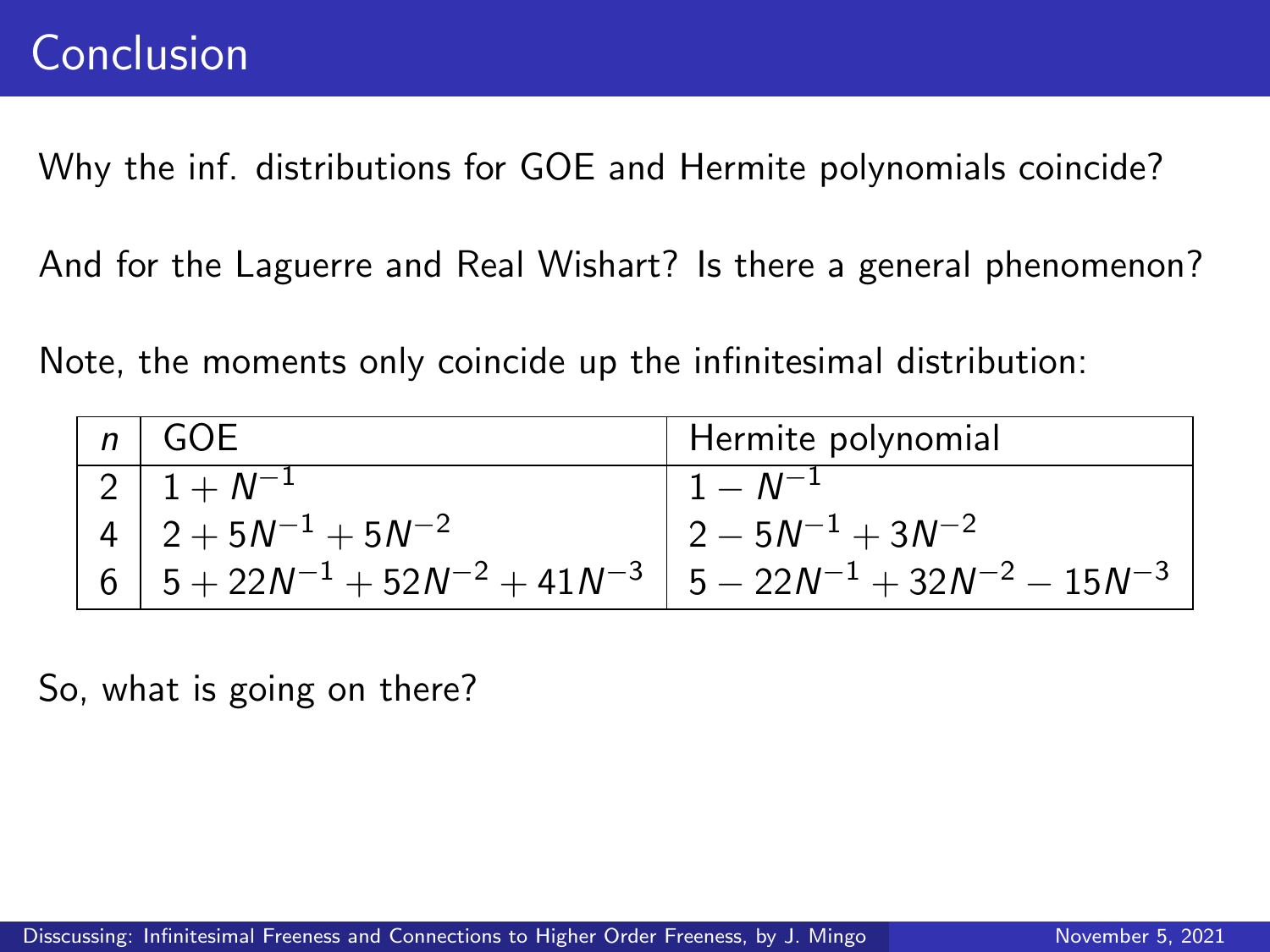# Conclusion

Why the inf. distributions for GOE and Hermite polynomials coincide?

And for the Laguerre and Real Wishart? Is there a general phenomenon?

Note, the moments only coincide up the infinitesimal distribution:

| $n$ | GOE | Hermite polynomial |
|---|---|---|
| 2 | $1 + N^{-1}$ | $1 - N^{-1}$ |
| 4 | $2 + 5N^{-1} + 5N^{-2}$ | $2 - 5N^{-1} + 3N^{-2}$ |
| 6 | $5 + 22N^{-1} + 52N^{-2} + 41N^{-3}$ | $5 - 22N^{-1} + 32N^{-2} - 15N^{-3}$ |

So, what is going on there?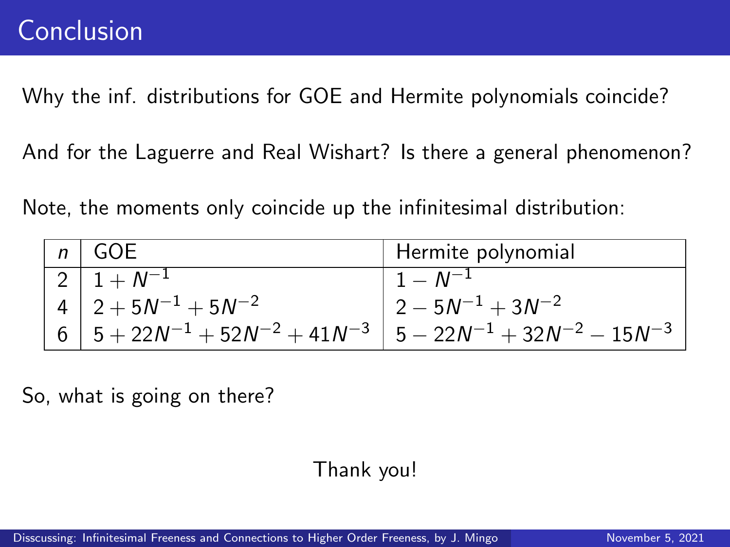# Conclusion

Why the inf. distributions for GOE and Hermite polynomials coincide?

And for the Laguerre and Real Wishart? Is there a general phenomenon?

Note, the moments only coincide up the infinitesimal distribution:

| $n$ | GOE | Hermite polynomial |
|---|---|---|
| 2 | $1 + N^{-1}$ | $1 - N^{-1}$ |
| 4 | $2 + 5N^{-1} + 5N^{-2}$ | $2 - 5N^{-1} + 3N^{-2}$ |
| 6 | $5 + 22N^{-1} + 52N^{-2} + 41N^{-3}$ | $5 - 22N^{-1} + 32N^{-2} - 15N^{-3}$ |

So, what is going on there?

Thank you!